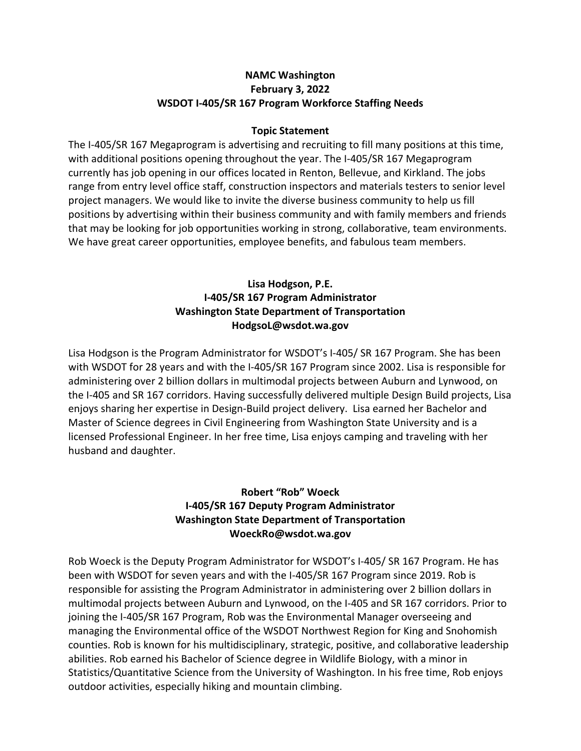**NAMC Washington**
**February 3, 2022**
**WSDOT I-405/SR 167 Program Workforce Staffing Needs**

**Topic Statement**

The I-405/SR 167 Megaprogram is advertising and recruiting to fill many positions at this time, with additional positions opening throughout the year. The I-405/SR 167 Megaprogram currently has job opening in our offices located in Renton, Bellevue, and Kirkland. The jobs range from entry level office staff, construction inspectors and materials testers to senior level project managers. We would like to invite the diverse business community to help us fill positions by advertising within their business community and with family members and friends that may be looking for job opportunities working in strong, collaborative, team environments. We have great career opportunities, employee benefits, and fabulous team members.

**Lisa Hodgson, P.E.**
**I-405/SR 167 Program Administrator**
**Washington State Department of Transportation**
**HodgsoL@wsdot.wa.gov**

Lisa Hodgson is the Program Administrator for WSDOT's I-405/ SR 167 Program. She has been with WSDOT for 28 years and with the I-405/SR 167 Program since 2002. Lisa is responsible for administering over 2 billion dollars in multimodal projects between Auburn and Lynwood, on the I-405 and SR 167 corridors. Having successfully delivered multiple Design Build projects, Lisa enjoys sharing her expertise in Design-Build project delivery. Lisa earned her Bachelor and Master of Science degrees in Civil Engineering from Washington State University and is a licensed Professional Engineer. In her free time, Lisa enjoys camping and traveling with her husband and daughter.

**Robert "Rob" Woeck**
**I-405/SR 167 Deputy Program Administrator**
**Washington State Department of Transportation**
**WoeckRo@wsdot.wa.gov**

Rob Woeck is the Deputy Program Administrator for WSDOT's I-405/ SR 167 Program. He has been with WSDOT for seven years and with the I-405/SR 167 Program since 2019. Rob is responsible for assisting the Program Administrator in administering over 2 billion dollars in multimodal projects between Auburn and Lynwood, on the I-405 and SR 167 corridors. Prior to joining the I-405/SR 167 Program, Rob was the Environmental Manager overseeing and managing the Environmental office of the WSDOT Northwest Region for King and Snohomish counties. Rob is known for his multidisciplinary, strategic, positive, and collaborative leadership abilities. Rob earned his Bachelor of Science degree in Wildlife Biology, with a minor in Statistics/Quantitative Science from the University of Washington. In his free time, Rob enjoys outdoor activities, especially hiking and mountain climbing.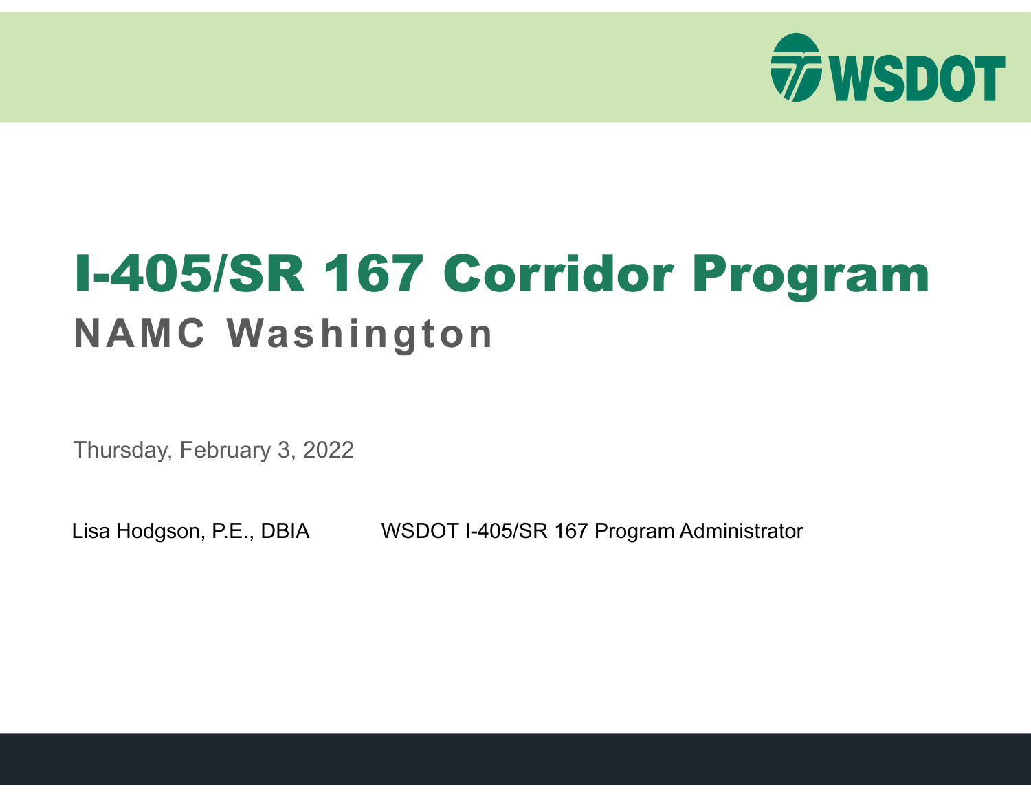WSDOT

# I-405/SR 167 Corridor Program

## NAMC Washington

Thursday, February 3, 2022

Lisa Hodgson, P.E., DBIA — WSDOT I-405/SR 167 Program Administrator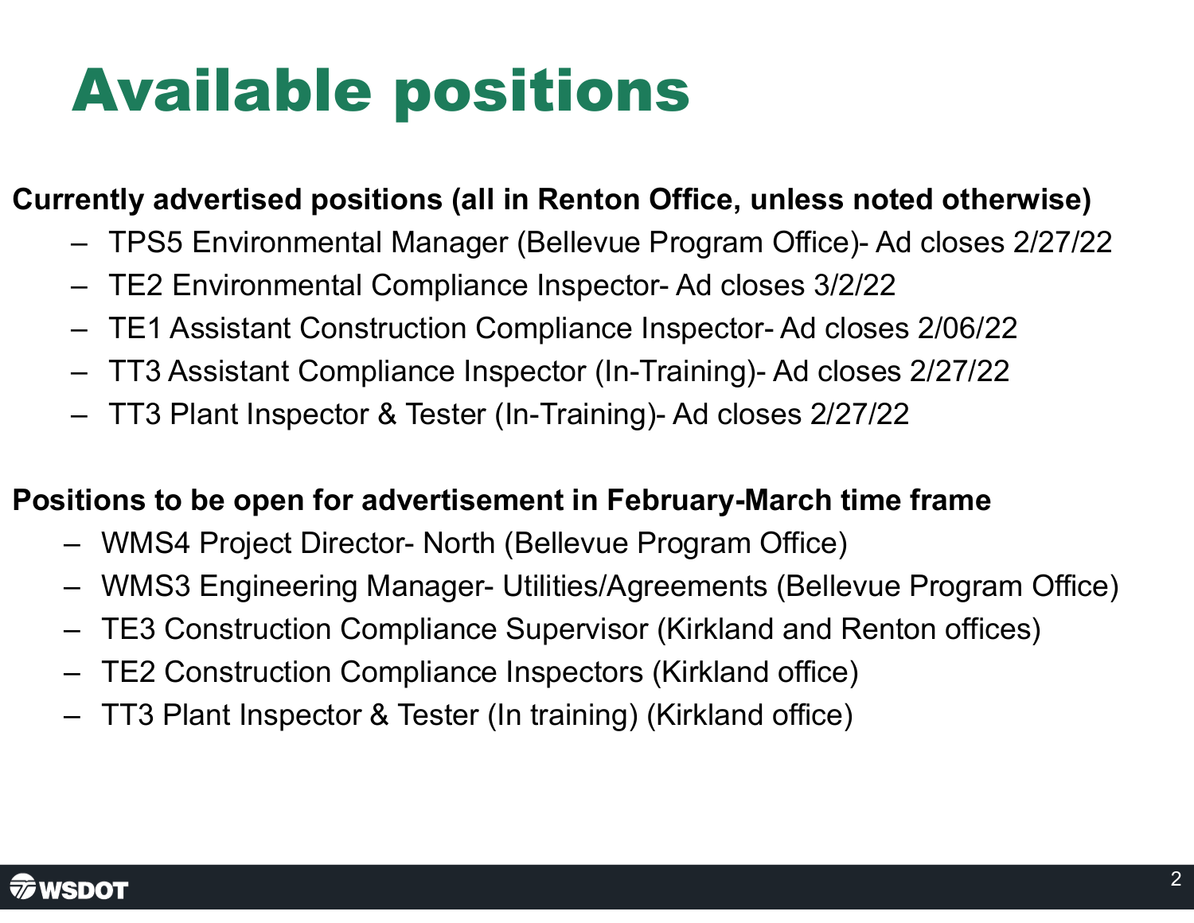# Available positions

**Currently advertised positions (all in Renton Office, unless noted otherwise)**

- TPS5 Environmental Manager (Bellevue Program Office)- Ad closes 2/27/22
- TE2 Environmental Compliance Inspector- Ad closes 3/2/22
- TE1 Assistant Construction Compliance Inspector- Ad closes 2/06/22
- TT3 Assistant Compliance Inspector (In-Training)- Ad closes 2/27/22
- TT3 Plant Inspector & Tester (In-Training)- Ad closes 2/27/22

**Positions to be open for advertisement in February-March time frame**

- WMS4 Project Director- North (Bellevue Program Office)
- WMS3 Engineering Manager- Utilities/Agreements (Bellevue Program Office)
- TE3 Construction Compliance Supervisor (Kirkland and Renton offices)
- TE2 Construction Compliance Inspectors (Kirkland office)
- TT3 Plant Inspector & Tester (In training) (Kirkland office)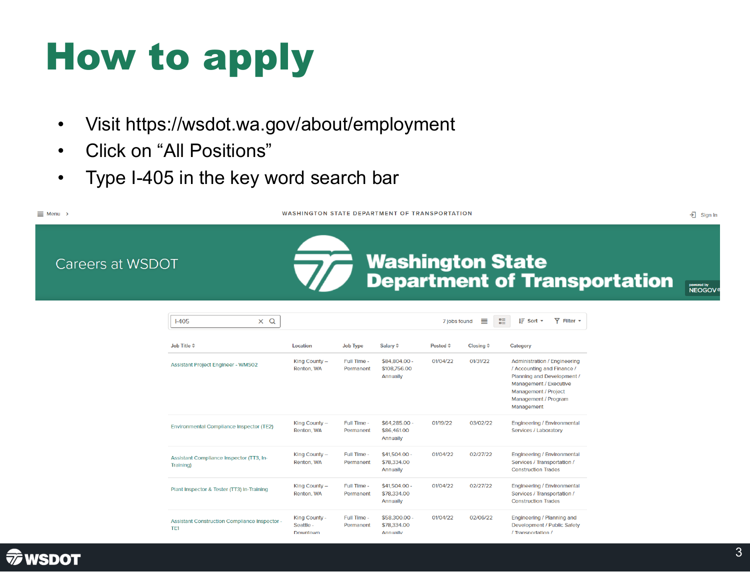# How to apply

- Visit https://wsdot.wa.gov/about/employment
- Click on "All Positions"
- Type I-405 in the key word search bar

Menu ›

WASHINGTON STATE DEPARTMENT OF TRANSPORTATION

Sign In

Careers at WSDOT

Washington State Department of Transportation

powered by NEOGOV

I-405

7 jobs found

Sort ▾ Filter ▾

| Job Title | Location | Job Type | Salary | Posted | Closing | Category |
|---|---|---|---|---|---|---|
| Assistant Project Engineer - WMS02 | King County – Renton, WA | Full Time - Permanent | $84,804.00 - $108,756.00 Annually | 01/04/22 | 01/31/22 | Administration / Engineering / Accounting and Finance / Planning and Development / Management / Executive Management / Project Management / Program Management |
| Environmental Compliance Inspector (TE2) | King County – Renton, WA | Full Time - Permanent | $64,285.00 - $86,461.00 Annually | 01/19/22 | 03/02/22 | Engineering / Environmental Services / Laboratory |
| Assistant Compliance Inspector (TT3, In-Training) | King County – Renton, WA | Full Time - Permanent | $41,504.00 - $78,334.00 Annually | 01/04/22 | 02/27/22 | Engineering / Environmental Services / Transportation / Construction Trades |
| Plant Inspector & Tester (TT3) In-Training | King County – Renton, WA | Full Time - Permanent | $41,504.00 - $78,334.00 Annually | 01/04/22 | 02/27/22 | Engineering / Environmental Services / Transportation / Construction Trades |
| Assistant Construction Compliance Inspector - TE1 | King County - Seattle - Downtown | Full Time - Permanent | $58,300.00 - $78,334.00 Annually | 01/04/22 | 02/06/22 | Engineering / Planning and Development / Public Safety / Transportation / |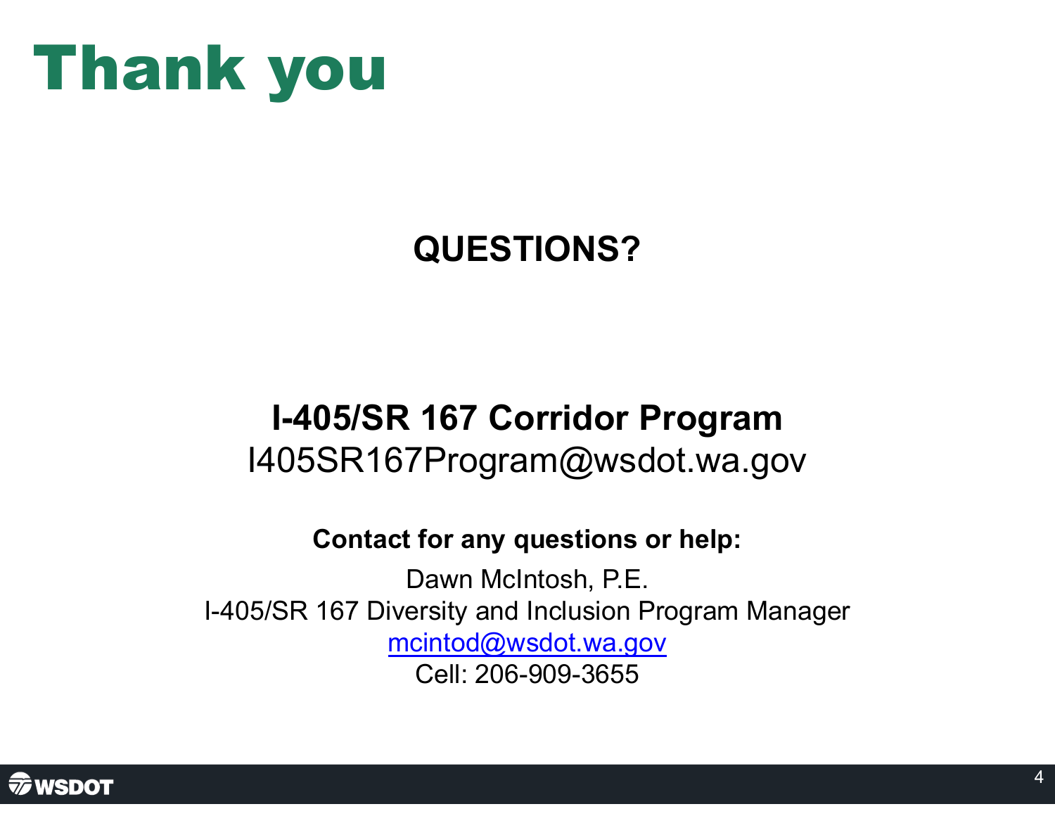# Thank you

**QUESTIONS?**

**I-405/SR 167 Corridor Program**
I405SR167Program@wsdot.wa.gov

**Contact for any questions or help:**

Dawn McIntosh, P.E.
I-405/SR 167 Diversity and Inclusion Program Manager
mcintod@wsdot.wa.gov
Cell: 206-909-3655